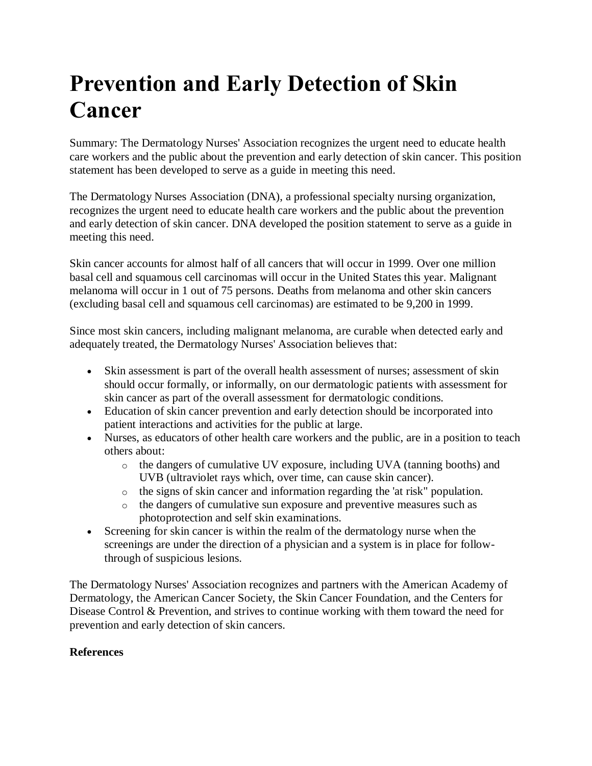# Prevention and Early Detection of Skin Cancer

Summary: The Dermatology Nurses' Association recognizes the urgent need to educate health care workers and the public about the prevention and early detection of skin cancer. This position statement has been developed to serve as a guide in meeting this need.

The Dermatology Nurses Association (DNA), a professional specialty nursing organization, recognizes the urgent need to educate health care workers and the public about the prevention and early detection of skin cancer. DNA developed the position statement to serve as a guide in meeting this need.

Skin cancer accounts for almost half of all cancers that will occur in 1999. Over one million basal cell and squamous cell carcinomas will occur in the United States this year. Malignant melanoma will occur in 1 out of 75 persons. Deaths from melanoma and other skin cancers (excluding basal cell and squamous cell carcinomas) are estimated to be 9,200 in 1999.

Since most skin cancers, including malignant melanoma, are curable when detected early and adequately treated, the Dermatology Nurses' Association believes that:

- Skin assessment is part of the overall health assessment of nurses; assessment of skin should occur formally, or informally, on our dermatologic patients with assessment for skin cancer as part of the overall assessment for dermatologic conditions.
- Education of skin cancer prevention and early detection should be incorporated into patient interactions and activities for the public at large.
- Nurses, as educators of other health care workers and the public, are in a position to teach others about:
  - the dangers of cumulative UV exposure, including UVA (tanning booths) and UVB (ultraviolet rays which, over time, can cause skin cancer).
  - the signs of skin cancer and information regarding the 'at risk" population.
  - the dangers of cumulative sun exposure and preventive measures such as photoprotection and self skin examinations.
- Screening for skin cancer is within the realm of the dermatology nurse when the screenings are under the direction of a physician and a system is in place for follow-through of suspicious lesions.

The Dermatology Nurses' Association recognizes and partners with the American Academy of Dermatology, the American Cancer Society, the Skin Cancer Foundation, and the Centers for Disease Control & Prevention, and strives to continue working with them toward the need for prevention and early detection of skin cancers.

**References**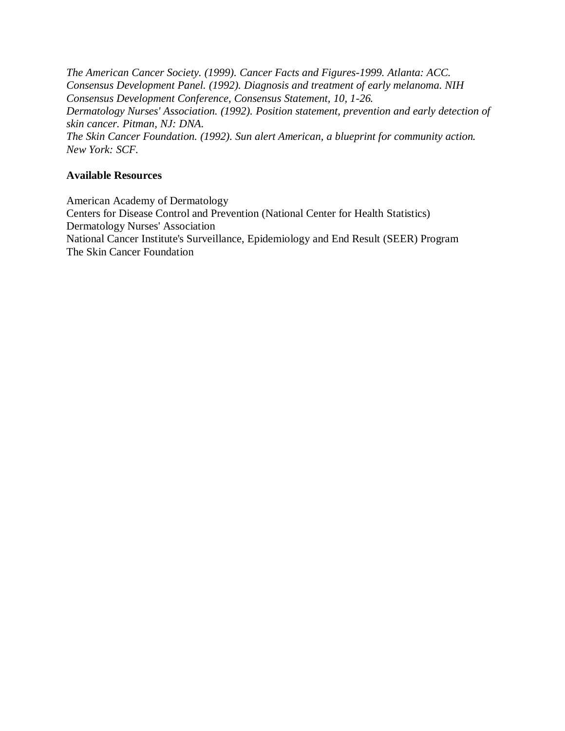*The American Cancer Society. (1999). Cancer Facts and Figures-1999. Atlanta: ACC.*
*Consensus Development Panel. (1992). Diagnosis and treatment of early melanoma. NIH Consensus Development Conference, Consensus Statement, 10, 1-26.*
*Dermatology Nurses' Association. (1992). Position statement, prevention and early detection of skin cancer. Pitman, NJ: DNA.*
*The Skin Cancer Foundation. (1992). Sun alert American, a blueprint for community action. New York: SCF.*

**Available Resources**

American Academy of Dermatology
Centers for Disease Control and Prevention (National Center for Health Statistics)
Dermatology Nurses' Association
National Cancer Institute's Surveillance, Epidemiology and End Result (SEER) Program
The Skin Cancer Foundation